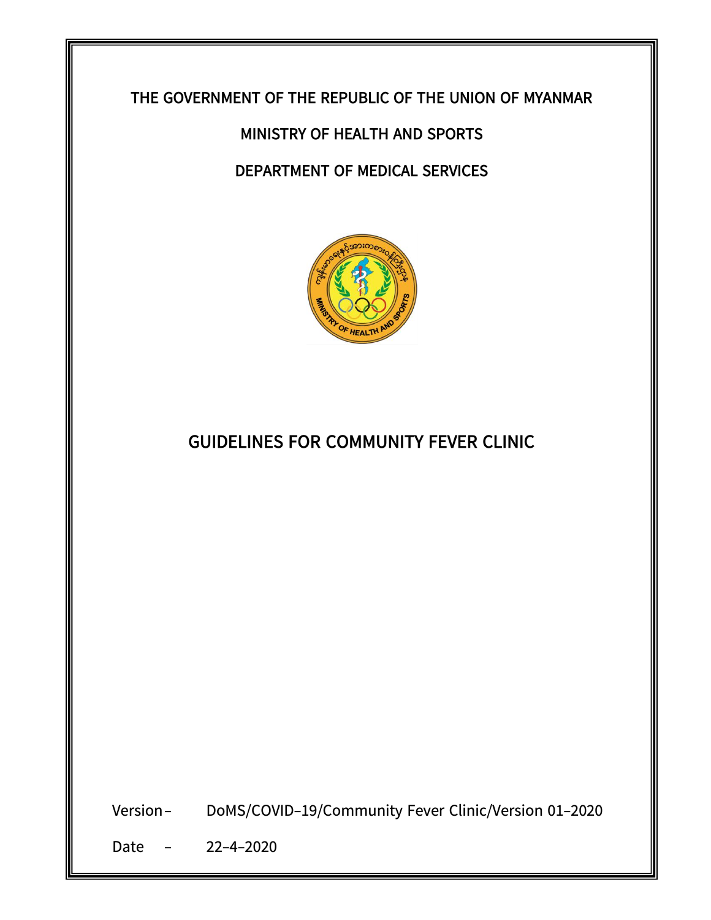THE GOVERNMENT OF THE REPUBLIC OF THE UNION OF MYANMAR

MINISTRY OF HEALTH AND SPORTS

DEPARTMENT OF MEDICAL SERVICES

# GUIDELINES FOR COMMUNITY FEVER CLINIC

Version – DoMS/COVID-19/Community Fever Clinic/Version 01-2020

Date – 22-4-2020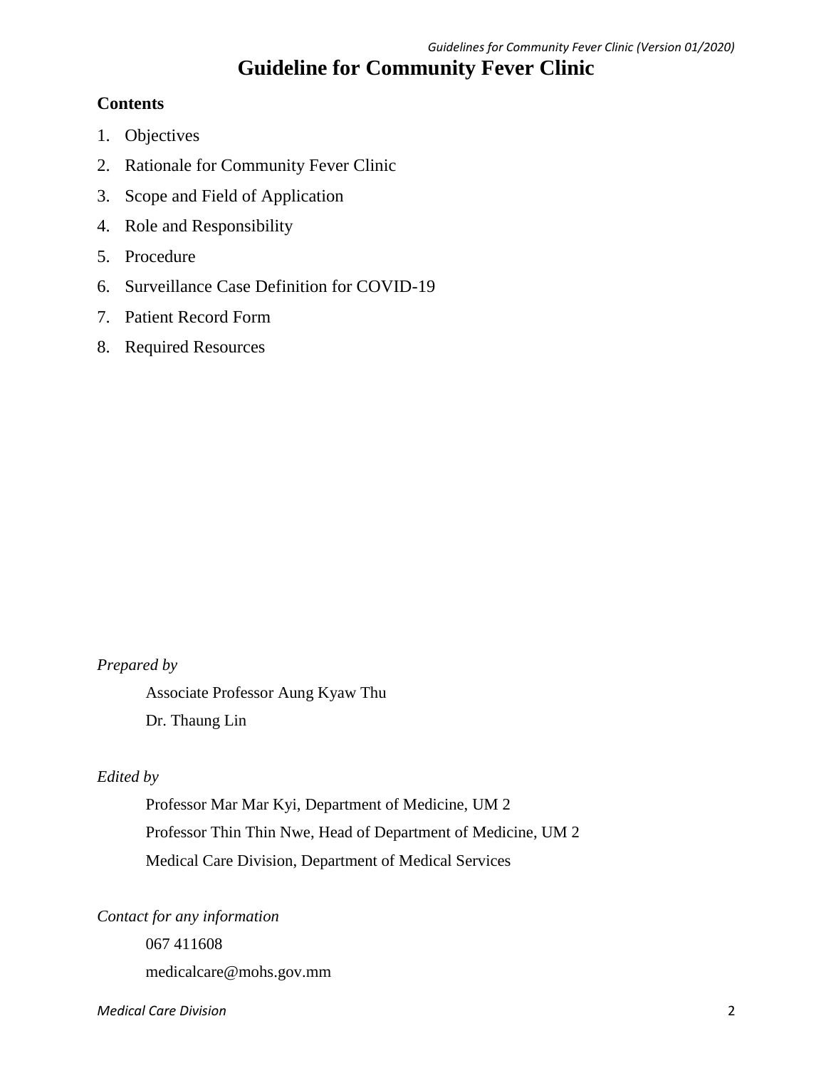# Guideline for Community Fever Clinic

**Contents**

1. Objectives
2. Rationale for Community Fever Clinic
3. Scope and Field of Application
4. Role and Responsibility
5. Procedure
6. Surveillance Case Definition for COVID-19
7. Patient Record Form
8. Required Resources

*Prepared by*

Associate Professor Aung Kyaw Thu

Dr. Thaung Lin

*Edited by*

Professor Mar Mar Kyi, Department of Medicine, UM 2

Professor Thin Thin Nwe, Head of Department of Medicine, UM 2

Medical Care Division, Department of Medical Services

*Contact for any information*

067 411608

medicalcare@mohs.gov.mm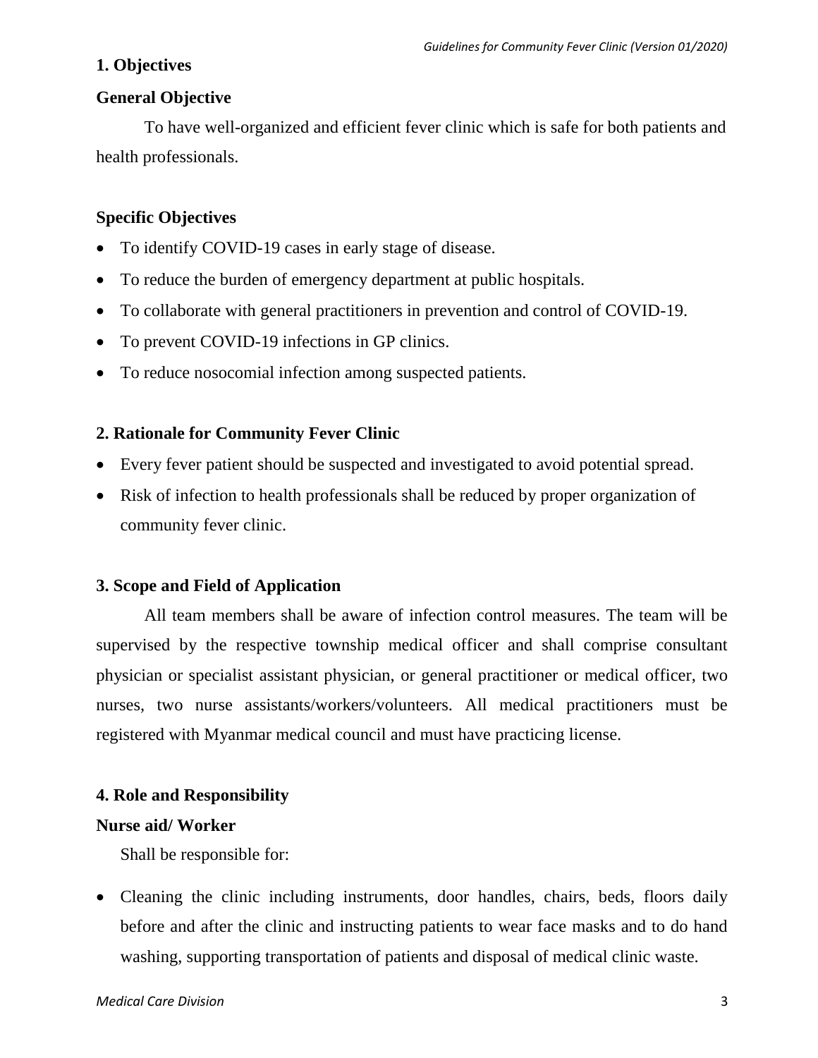## 1. Objectives

### General Objective

To have well-organized and efficient fever clinic which is safe for both patients and health professionals.

### Specific Objectives

- To identify COVID-19 cases in early stage of disease.
- To reduce the burden of emergency department at public hospitals.
- To collaborate with general practitioners in prevention and control of COVID-19.
- To prevent COVID-19 infections in GP clinics.
- To reduce nosocomial infection among suspected patients.

## 2. Rationale for Community Fever Clinic

- Every fever patient should be suspected and investigated to avoid potential spread.
- Risk of infection to health professionals shall be reduced by proper organization of community fever clinic.

## 3. Scope and Field of Application

All team members shall be aware of infection control measures. The team will be supervised by the respective township medical officer and shall comprise consultant physician or specialist assistant physician, or general practitioner or medical officer, two nurses, two nurse assistants/workers/volunteers. All medical practitioners must be registered with Myanmar medical council and must have practicing license.

## 4. Role and Responsibility

### Nurse aid/ Worker

Shall be responsible for:

- Cleaning the clinic including instruments, door handles, chairs, beds, floors daily before and after the clinic and instructing patients to wear face masks and to do hand washing, supporting transportation of patients and disposal of medical clinic waste.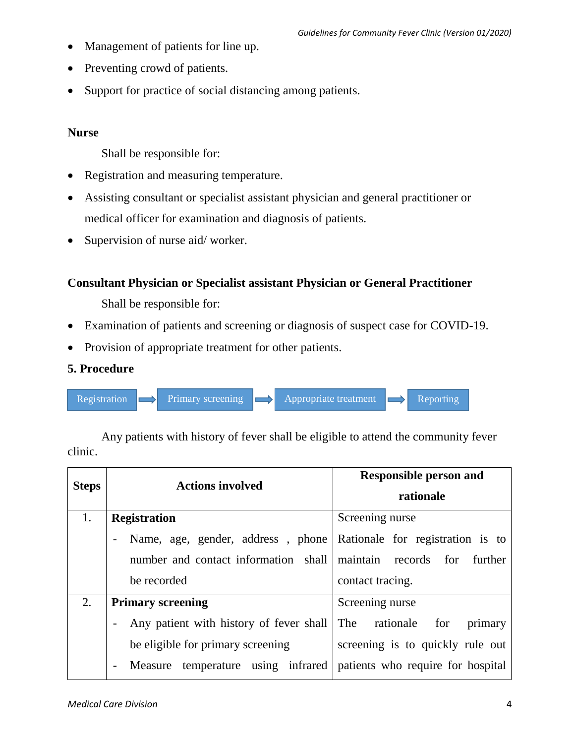- Management of patients for line up.
- Preventing crowd of patients.
- Support for practice of social distancing among patients.

**Nurse**

Shall be responsible for:

- Registration and measuring temperature.
- Assisting consultant or specialist assistant physician and general practitioner or medical officer for examination and diagnosis of patients.
- Supervision of nurse aid/ worker.

**Consultant Physician or Specialist assistant Physician or General Practitioner**

Shall be responsible for:

- Examination of patients and screening or diagnosis of suspect case for COVID-19.
- Provision of appropriate treatment for other patients.

## 5. Procedure

Registration → Primary screening → Appropriate treatment → Reporting

Any patients with history of fever shall be eligible to attend the community fever clinic.

| Steps | Actions involved | Responsible person and rationale |
|---|---|---|
| 1. | **Registration**<br>- Name, age, gender, address , phone number and contact information shall be recorded | Screening nurse<br>Rationale for registration is to maintain records for further contact tracing. |
| 2. | **Primary screening**<br>- Any patient with history of fever shall be eligible for primary screening<br>- Measure temperature using infrared | Screening nurse<br>The rationale for primary screening is to quickly rule out patients who require for hospital |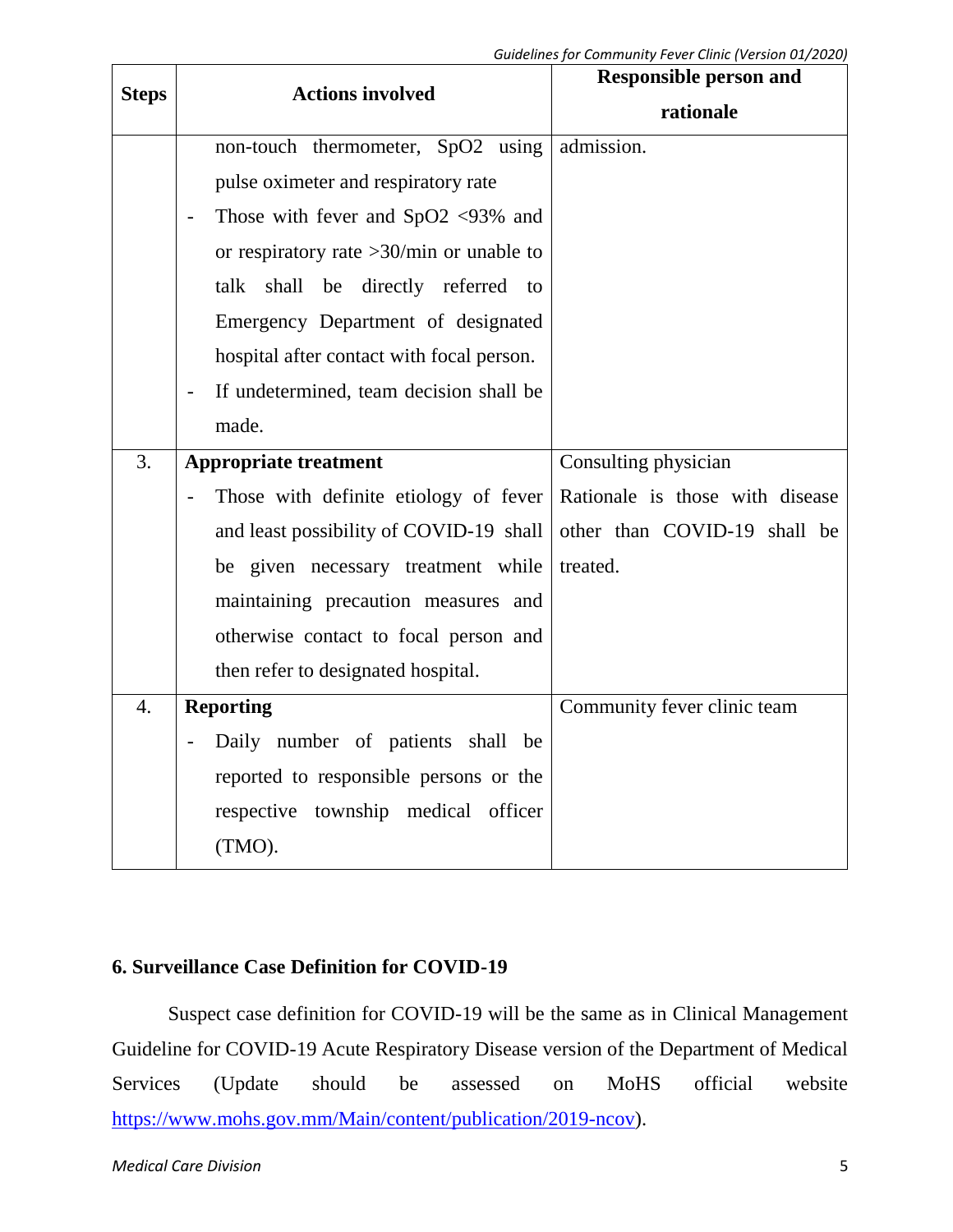| Steps | Actions involved | Responsible person and rationale |
|---|---|---|
| | non-touch thermometer, SpO2 using pulse oximeter and respiratory rate<br>- Those with fever and SpO2 <93% and or respiratory rate >30/min or unable to talk shall be directly referred to Emergency Department of designated hospital after contact with focal person.<br>- If undetermined, team decision shall be made. | admission. |
| 3. | **Appropriate treatment**<br>- Those with definite etiology of fever and least possibility of COVID-19 shall be given necessary treatment while maintaining precaution measures and otherwise contact to focal person and then refer to designated hospital. | Consulting physician<br>Rationale is those with disease other than COVID-19 shall be treated. |
| 4. | **Reporting**<br>- Daily number of patients shall be reported to responsible persons or the respective township medical officer (TMO). | Community fever clinic team |

## 6. Surveillance Case Definition for COVID-19

Suspect case definition for COVID-19 will be the same as in Clinical Management Guideline for COVID-19 Acute Respiratory Disease version of the Department of Medical Services (Update should be assessed on MoHS official website https://www.mohs.gov.mm/Main/content/publication/2019-ncov).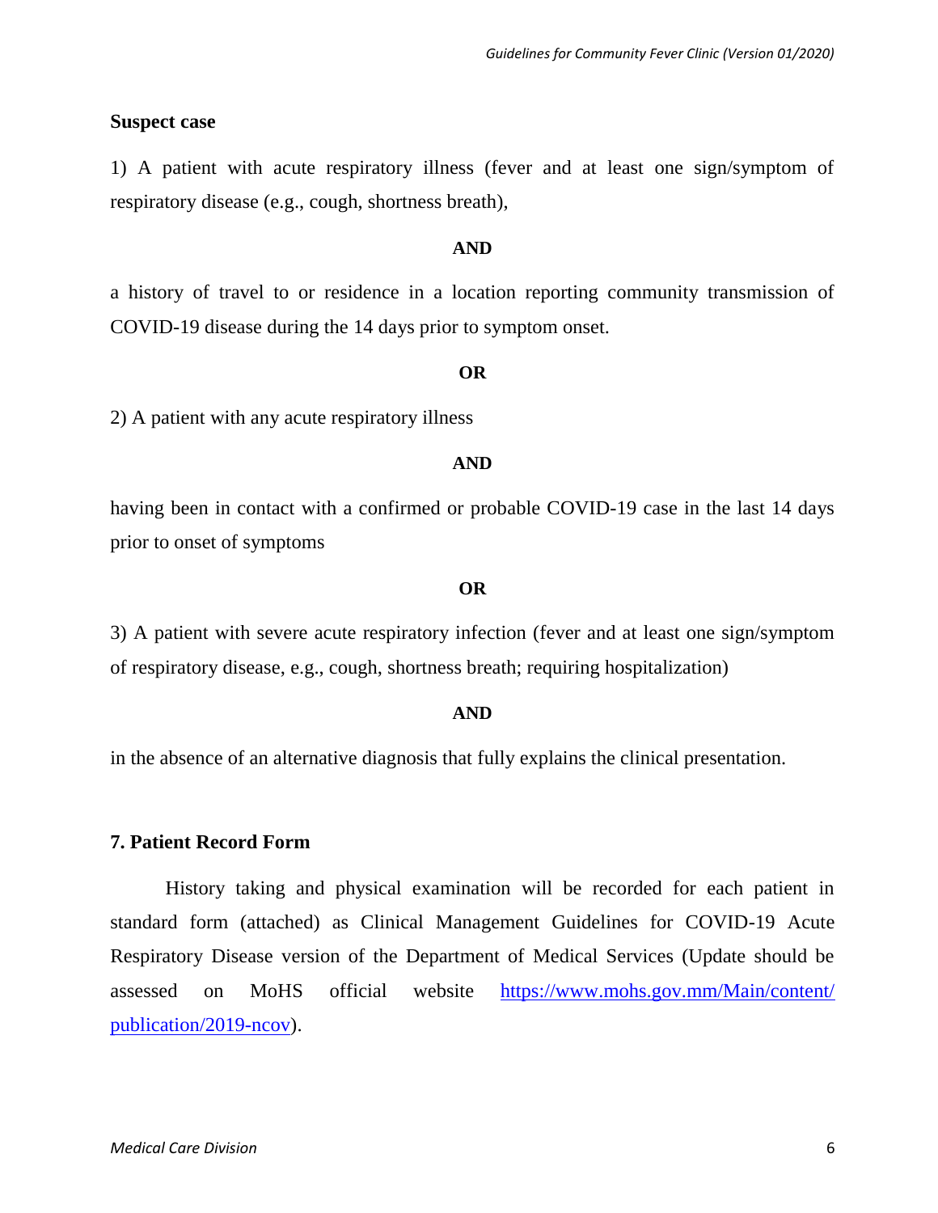**Suspect case**

1) A patient with acute respiratory illness (fever and at least one sign/symptom of respiratory disease (e.g., cough, shortness breath),

**AND**

a history of travel to or residence in a location reporting community transmission of COVID-19 disease during the 14 days prior to symptom onset.

**OR**

2) A patient with any acute respiratory illness

**AND**

having been in contact with a confirmed or probable COVID-19 case in the last 14 days prior to onset of symptoms

**OR**

3) A patient with severe acute respiratory infection (fever and at least one sign/symptom of respiratory disease, e.g., cough, shortness breath; requiring hospitalization)

**AND**

in the absence of an alternative diagnosis that fully explains the clinical presentation.

## 7. Patient Record Form

History taking and physical examination will be recorded for each patient in standard form (attached) as Clinical Management Guidelines for COVID-19 Acute Respiratory Disease version of the Department of Medical Services (Update should be assessed on MoHS official website [https://www.mohs.gov.mm/Main/content/publication/2019-ncov](https://www.mohs.gov.mm/Main/content/publication/2019-ncov)).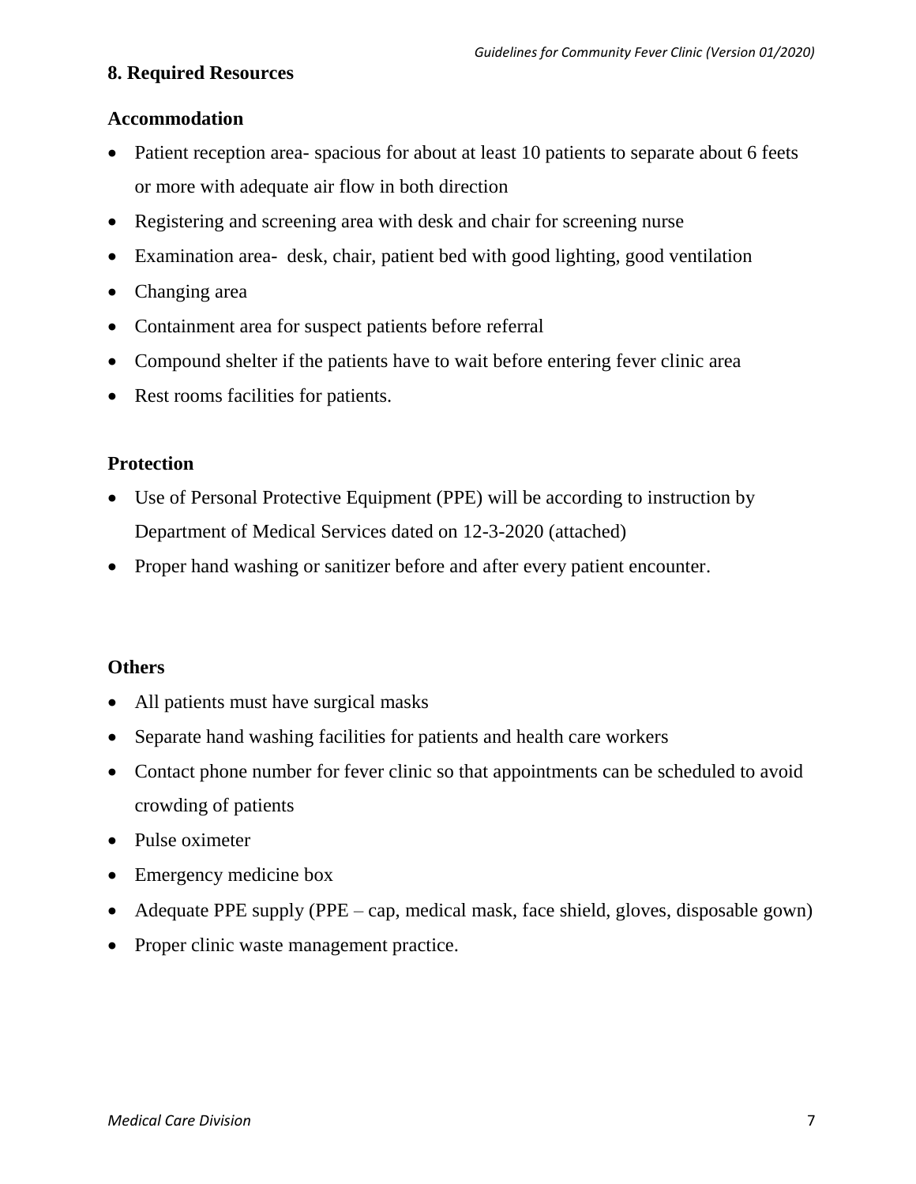## 8. Required Resources

### Accommodation

- Patient reception area- spacious for about at least 10 patients to separate about 6 feets or more with adequate air flow in both direction
- Registering and screening area with desk and chair for screening nurse
- Examination area- desk, chair, patient bed with good lighting, good ventilation
- Changing area
- Containment area for suspect patients before referral
- Compound shelter if the patients have to wait before entering fever clinic area
- Rest rooms facilities for patients.

### Protection

- Use of Personal Protective Equipment (PPE) will be according to instruction by Department of Medical Services dated on 12-3-2020 (attached)
- Proper hand washing or sanitizer before and after every patient encounter.

### Others

- All patients must have surgical masks
- Separate hand washing facilities for patients and health care workers
- Contact phone number for fever clinic so that appointments can be scheduled to avoid crowding of patients
- Pulse oximeter
- Emergency medicine box
- Adequate PPE supply (PPE – cap, medical mask, face shield, gloves, disposable gown)
- Proper clinic waste management practice.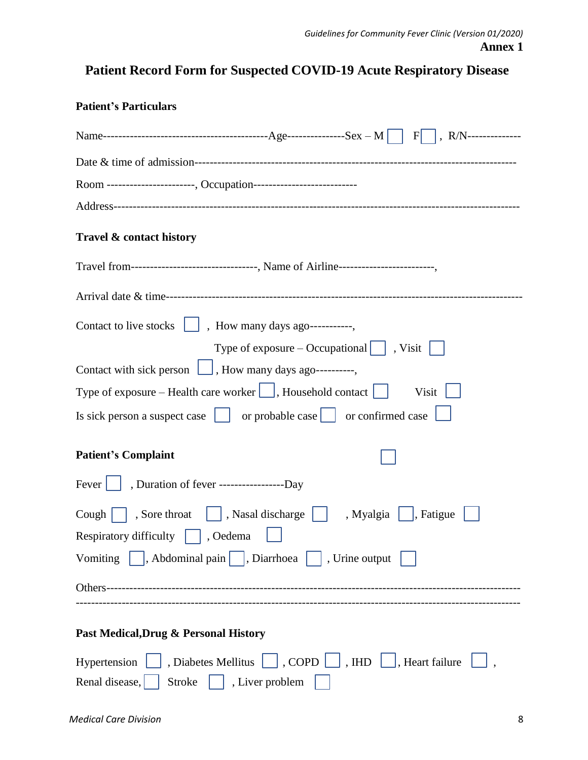**Annex 1**

# Patient Record Form for Suspected COVID-19 Acute Respiratory Disease

## Patient's Particulars

Name-------------------------------------------Age---------------Sex – M ☐ F ☐ , R/N--------------

Date & time of admission---------------------------------------------------------------------------------

Room ----------------------, Occupation---------------------------

Address--------------------------------------------------------------------------------------------------------

## Travel & contact history

Travel from---------------------------------, Name of Airline-------------------------,

Arrival date & time-------------------------------------------------------------------------------------------

Contact to live stocks ☐ , How many days ago-----------,

Type of exposure – Occupational ☐ , Visit ☐

Contact with sick person ☐ , How many days ago----------,

Type of exposure – Health care worker ☐ , Household contact ☐ Visit ☐

Is sick person a suspect case ☐ or probable case ☐ or confirmed case ☐

## Patient's Complaint ☐

Fever ☐ , Duration of fever -----------------Day

Cough ☐ , Sore throat ☐ , Nasal discharge ☐ , Myalgia ☐ , Fatigue ☐

Respiratory difficulty ☐ , Oedema ☐

Vomiting ☐ , Abdominal pain ☐ , Diarrhoea ☐ , Urine output ☐

Others--------------------------------------------------------------------------------------------------------

--------------------------------------------------------------------------------------------------------------

## Past Medical,Drug & Personal History

Hypertension ☐ , Diabetes Mellitus ☐ , COPD ☐ , IHD ☐ , Heart failure ☐ ,

Renal disease, ☐ Stroke ☐ , Liver problem ☐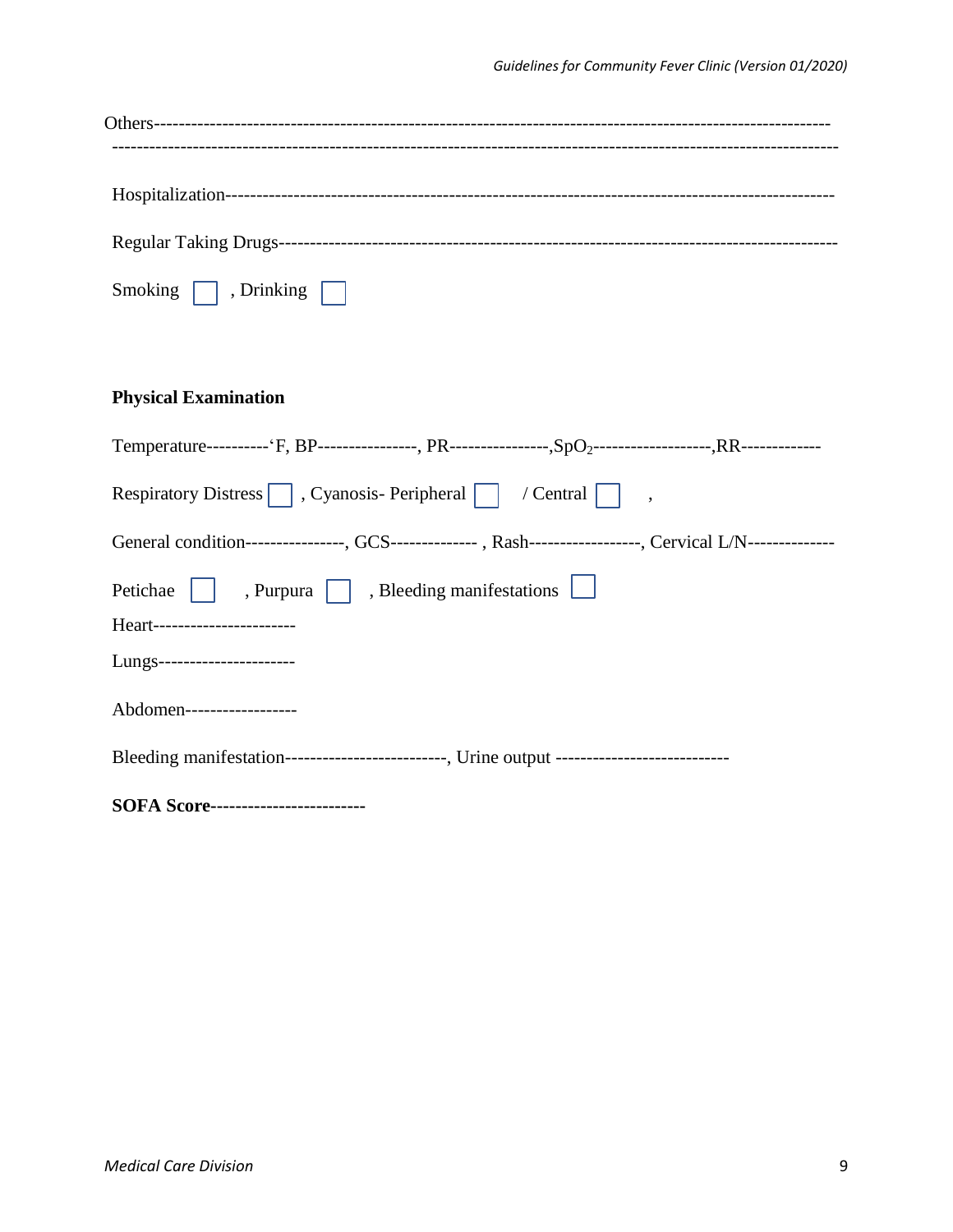Others-----------------------------------------------------------------------------------------------------------
-----------------------------------------------------------------------------------------------------------------

Hospitalization----------------------------------------------------------------------------------------------

Regular Taking Drugs--------------------------------------------------------------------------------------

Smoking ☐ , Drinking ☐

**Physical Examination**

Temperature----------'F, BP----------------, PR----------------,$SpO_2$-------------------,RR-------------

Respiratory Distress ☐ , Cyanosis- Peripheral ☐ / Central ☐ ,

General condition----------------, GCS-------------- , Rash------------------, Cervical L/N--------------

Petichae ☐ , Purpura ☐ , Bleeding manifestations ☐

Heart-----------------------

Lungs----------------------

Abdomen------------------

Bleeding manifestation--------------------------, Urine output ----------------------------

**SOFA Score-------------------------**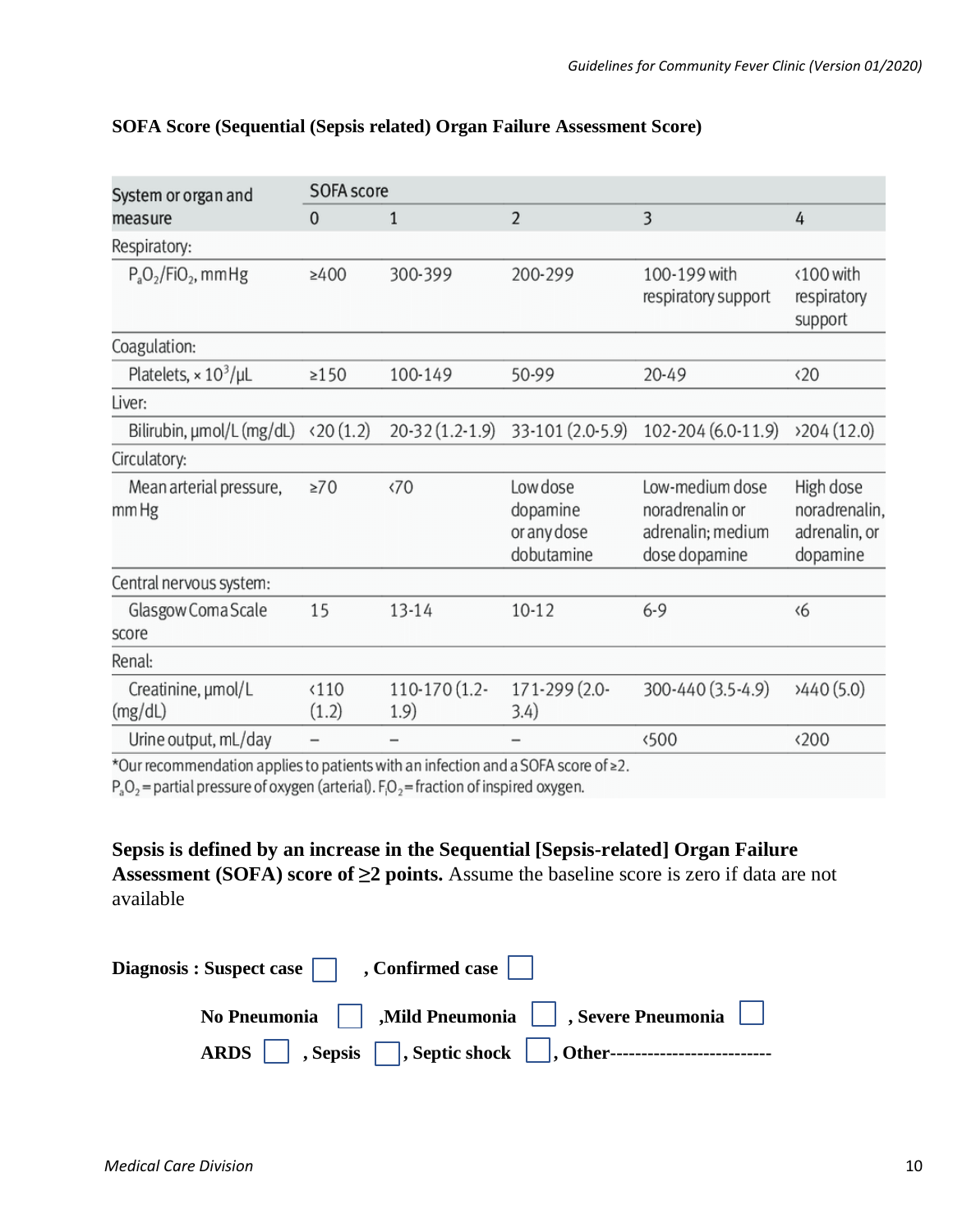**SOFA Score (Sequential (Sepsis related) Organ Failure Assessment Score)**

| System or organ and measure | SOFA score | | | | |
|---|---|---|---|---|---|
| | 0 | 1 | 2 | 3 | 4 |
| Respiratory: | | | | | |
| $P_aO_2/FiO_2$, mmHg | ≥400 | 300-399 | 200-299 | 100-199 with respiratory support | ‹100 with respiratory support |
| Coagulation: | | | | | |
| Platelets, × $10^3/\mu L$ | ≥150 | 100-149 | 50-99 | 20-49 | ‹20 |
| Liver: | | | | | |
| Bilirubin, μmol/L (mg/dL) | ‹20 (1.2) | 20-32 (1.2-1.9) | 33-101 (2.0-5.9) | 102-204 (6.0-11.9) | ›204 (12.0) |
| Circulatory: | | | | | |
| Mean arterial pressure, mm Hg | ≥70 | ‹70 | Low dose dopamine or any dose dobutamine | Low-medium dose noradrenalin or adrenalin; medium dose dopamine | High dose noradrenalin, adrenalin, or dopamine |
| Central nervous system: | | | | | |
| Glasgow Coma Scale score | 15 | 13-14 | 10-12 | 6-9 | ‹6 |
| Renal: | | | | | |
| Creatinine, μmol/L (mg/dL) | ‹110 (1.2) | 110-170 (1.2-1.9) | 171-299 (2.0-3.4) | 300-440 (3.5-4.9) | ›440 (5.0) |
| Urine output, mL/day | – | – | – | ‹500 | ‹200 |

*Our recommendation applies to patients with an infection and a SOFA score of ≥2.
$P_aO_2$ = partial pressure of oxygen (arterial). $F_iO_2$ = fraction of inspired oxygen.

**Sepsis is defined by an increase in the Sequential [Sepsis-related] Organ Failure Assessment (SOFA) score of ≥2 points.** Assume the baseline score is zero if data are not available

**Diagnosis : Suspect case** ☐ **, Confirmed case** ☐

**No Pneumonia** ☐ **,Mild Pneumonia** ☐ **, Severe Pneumonia** ☐

**ARDS** ☐ **, Sepsis** ☐**, Septic shock** ☐**, Other-------------------------**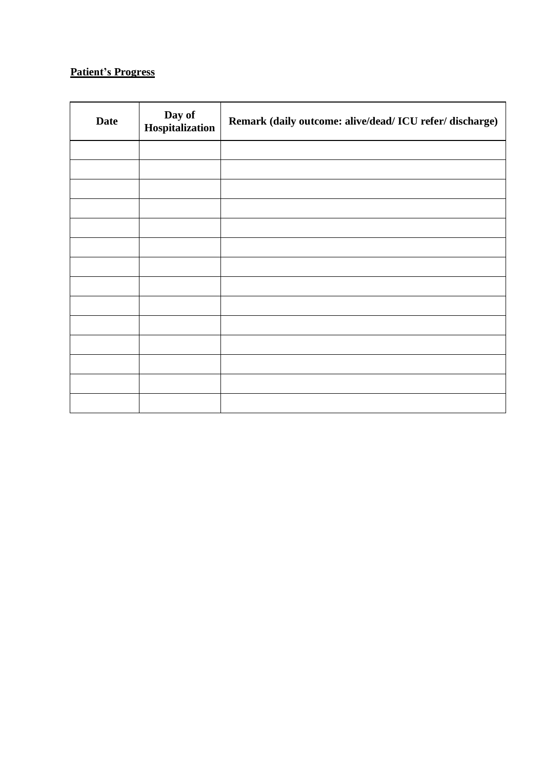**<u>Patient's Progress</u>**

| Date | Day of Hospitalization | Remark (daily outcome: alive/dead/ ICU refer/ discharge) |
| --- | --- | --- |
| | | |
| | | |
| | | |
| | | |
| | | |
| | | |
| | | |
| | | |
| | | |
| | | |
| | | |
| | | |
| | | |
| | | |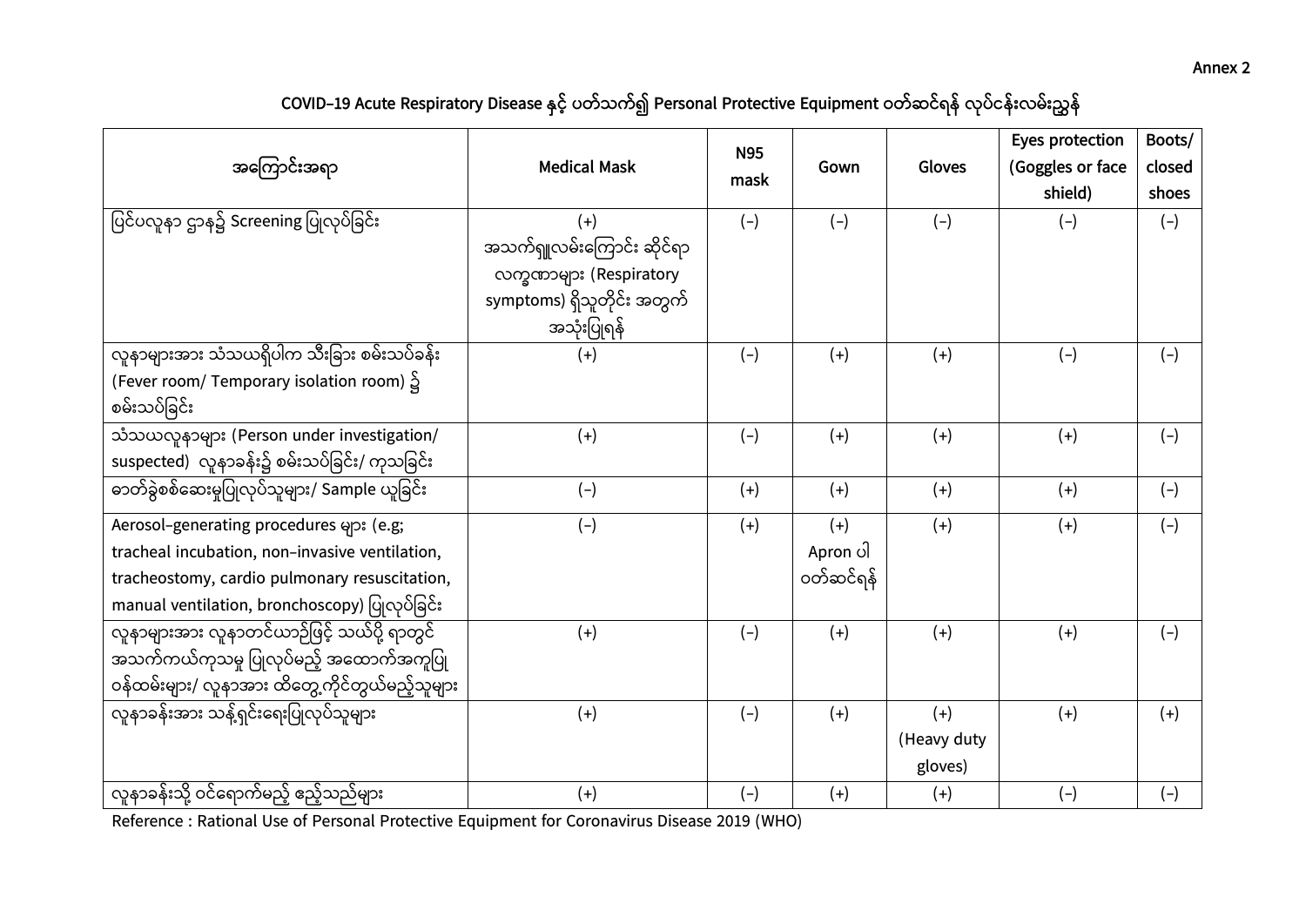Annex 2

## COVID-19 Acute Respiratory Disease နှင့် ပတ်သက်၍ Personal Protective Equipment ဝတ်ဆင်ရန် လုပ်ငန်းလမ်းညွှန်

| အကြောင်းအရာ | Medical Mask | N95 mask | Gown | Gloves | Eyes protection (Goggles or face shield) | Boots/ closed shoes |
|---|---|---|---|---|---|---|
| ပြင်ပလူနာ ဌာန၌ Screening ပြုလုပ်ခြင်း | (+) အသက်ရှူလမ်းကြောင်း ဆိုင်ရာ လက္ခဏာများ (Respiratory symptoms) ရှိသူတိုင်း အတွက် အသုံးပြုရန် | (−) | (−) | (−) | (−) | (−) |
| လူနာများအား သံသယရှိပါက သီးခြား စမ်းသပ်ခန်း (Fever room/ Temporary isolation room) ၌ စမ်းသပ်ခြင်း | (+) | (−) | (+) | (+) | (−) | (−) |
| သံသယလူနာများ (Person under investigation/ suspected) လူနာခန်း၌ စမ်းသပ်ခြင်း/ ကုသခြင်း | (+) | (−) | (+) | (+) | (+) | (−) |
| ဓာတ်ခွဲစစ်ဆေးမှုပြုလုပ်သူများ/ Sample ယူခြင်း | (−) | (+) | (+) | (+) | (+) | (−) |
| Aerosol-generating procedures များ (e.g; tracheal incubation, non-invasive ventilation, tracheostomy, cardio pulmonary resuscitation, manual ventilation, bronchoscopy) ပြုလုပ်ခြင်း | (−) | (+) | (+) Apron ပါ ဝတ်ဆင်ရန် | (+) | (+) | (−) |
| လူနာများအား လူနာတင်ယာဉ်ဖြင့် သယ်ပို့ ရာတွင် အသက်ကယ်ကုသမှု ပြုလုပ်မည့် အထောက်အကူပြု ဝန်ထမ်းများ/ လူနာအား ထိတွေ့ကိုင်တွယ်မည့်သူများ | (+) | (−) | (+) | (+) | (+) | (−) |
| လူနာခန်းအား သန့်ရှင်းရေးပြုလုပ်သူများ | (+) | (−) | (+) | (+) (Heavy duty gloves) | (+) | (+) |
| လူနာခန်းသို့ ဝင်ရောက်မည့် ဧည့်သည်များ | (+) | (−) | (+) | (+) | (−) | (−) |

Reference : Rational Use of Personal Protective Equipment for Coronavirus Disease 2019 (WHO)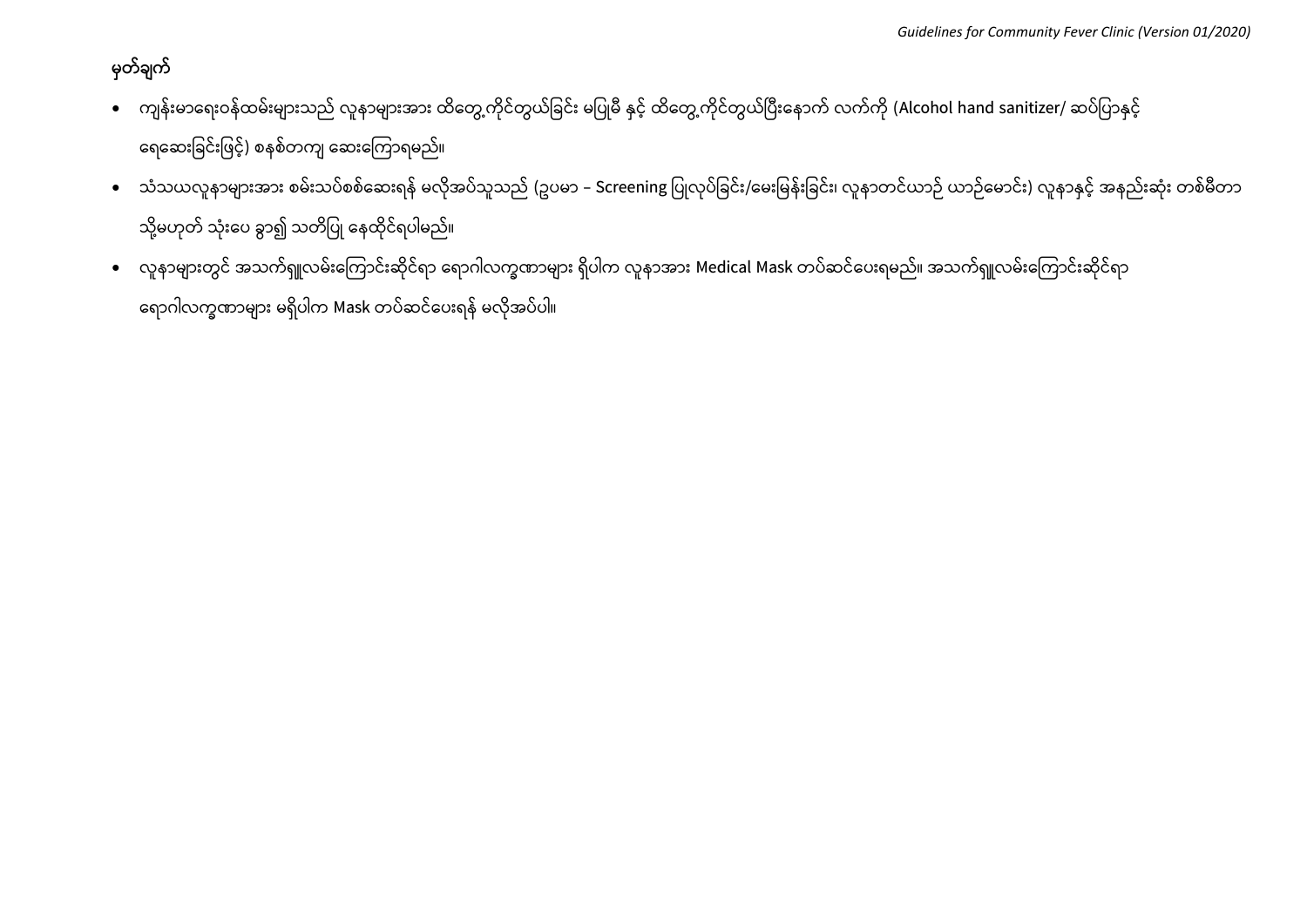## မှတ်ချက်

- ကျန်းမာရေးဝန်ထမ်းများသည် လူနာများအား ထိတွေ့ကိုင်တွယ်ခြင်း မပြုမီ နှင့် ထိတွေ့ကိုင်တွယ်ပြီးနောက် လက်ကို (Alcohol hand sanitizer/ ဆပ်ပြာနှင့် ရေဆေးခြင်းဖြင့်) စနစ်တကျ ဆေးကြောရမည်။
- သံသယလူနာများအား စမ်းသပ်စစ်ဆေးရန် မလိုအပ်သူသည် (ဥပမာ – Screening ပြုလုပ်ခြင်း/မေးမြန်းခြင်း၊ လူနာတင်ယာဉ် ယာဉ်မောင်း) လူနာနှင့် အနည်းဆုံး တစ်မီတာ သို့မဟုတ် သုံးပေ ခွာ၍ သတိပြု နေထိုင်ရပါမည်။
- လူနာများတွင် အသက်ရှုလမ်းကြောင်းဆိုင်ရာ ရောဂါလက္ခဏာများ ရှိပါက လူနာအား Medical Mask တပ်ဆင်ပေးရမည်။ အသက်ရှုလမ်းကြောင်းဆိုင်ရာ ရောဂါလက္ခဏာများ မရှိပါက Mask တပ်ဆင်ပေးရန် မလိုအပ်ပါ။